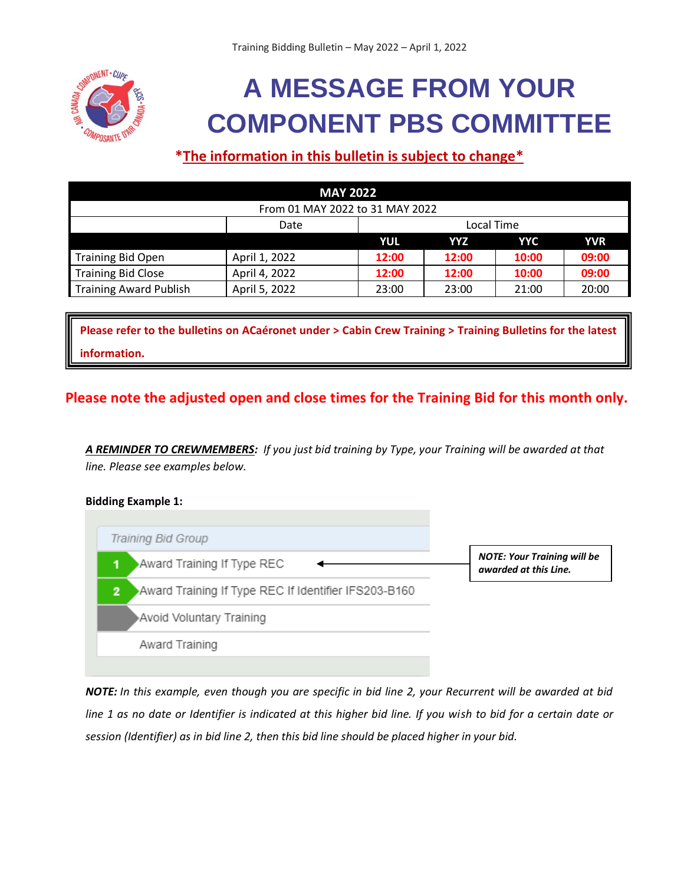# A MESSAGE FROM YOUR COMPONENT PBS COMMITTEE

***The information in this bulletin is subject to change***

| MAY 2022 | | | | | |
|---|---|---|---|---|---|
| From 01 MAY 2022 to 31 MAY 2022 | | | | | |
| | Date | Local Time | | | |
| | | YUL | YYZ | YYC | YVR |
| Training Bid Open | April 1, 2022 | **12:00** | **12:00** | **10:00** | **09:00** |
| Training Bid Close | April 4, 2022 | **12:00** | **12:00** | **10:00** | **09:00** |
| Training Award Publish | April 5, 2022 | 23:00 | 23:00 | 21:00 | 20:00 |

**Please refer to the bulletins on ACaéronet under > Cabin Crew Training > Training Bulletins for the latest information.**

**Please note the adjusted open and close times for the Training Bid for this month only.**

***A REMINDER TO CREWMEMBERS:*** *If you just bid training by Type, your Training will be awarded at that line. Please see examples below.*

**Bidding Example 1:**

Training Bid Group

1. Award Training If Type REC ← ***NOTE: Your Training will be awarded at this Line.***
2. Award Training If Type REC If Identifier IFS203-B160

Avoid Voluntary Training

Award Training

***NOTE:*** *In this example, even though you are specific in bid line 2, your Recurrent will be awarded at bid line 1 as no date or Identifier is indicated at this higher bid line. If you wish to bid for a certain date or session (Identifier) as in bid line 2, then this bid line should be placed higher in your bid.*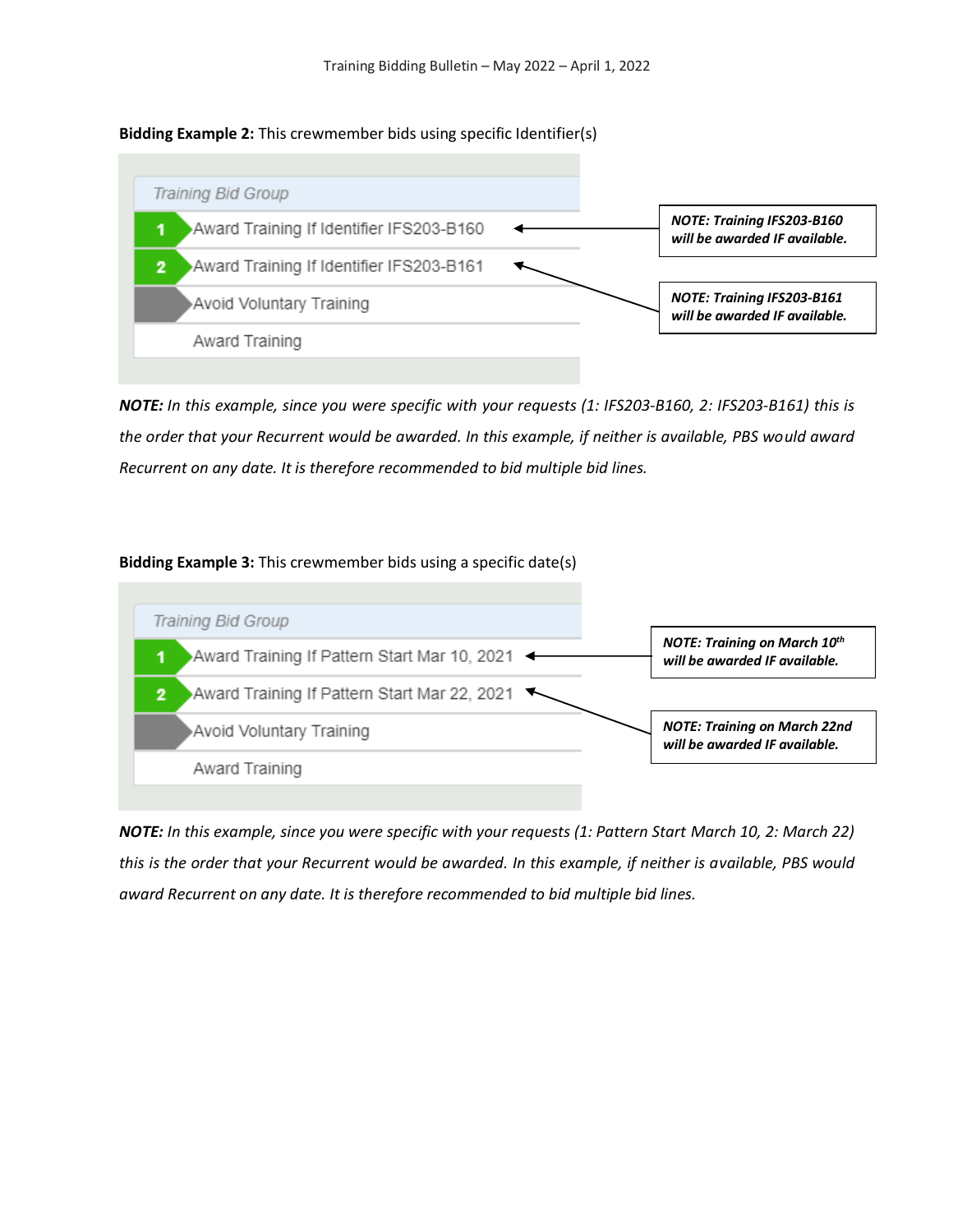**Bidding Example 2:** This crewmember bids using specific Identifier(s)

| Training Bid Group |
|---|
| 1 Award Training If Identifier IFS203-B160 |
| 2 Award Training If Identifier IFS203-B161 |
| Avoid Voluntary Training |
| Award Training |

***NOTE: Training IFS203-B160 will be awarded IF available.***

***NOTE: Training IFS203-B161 will be awarded IF available.***

***NOTE:*** *In this example, since you were specific with your requests (1: IFS203-B160, 2: IFS203-B161) this is the order that your Recurrent would be awarded. In this example, if neither is available, PBS would award Recurrent on any date. It is therefore recommended to bid multiple bid lines.*

**Bidding Example 3:** This crewmember bids using a specific date(s)

| Training Bid Group |
|---|
| 1 Award Training If Pattern Start Mar 10, 2021 |
| 2 Award Training If Pattern Start Mar 22, 2021 |
| Avoid Voluntary Training |
| Award Training |

***NOTE: Training on March 10th will be awarded IF available.***

***NOTE: Training on March 22nd will be awarded IF available.***

***NOTE:*** *In this example, since you were specific with your requests (1: Pattern Start March 10, 2: March 22) this is the order that your Recurrent would be awarded. In this example, if neither is available, PBS would award Recurrent on any date. It is therefore recommended to bid multiple bid lines.*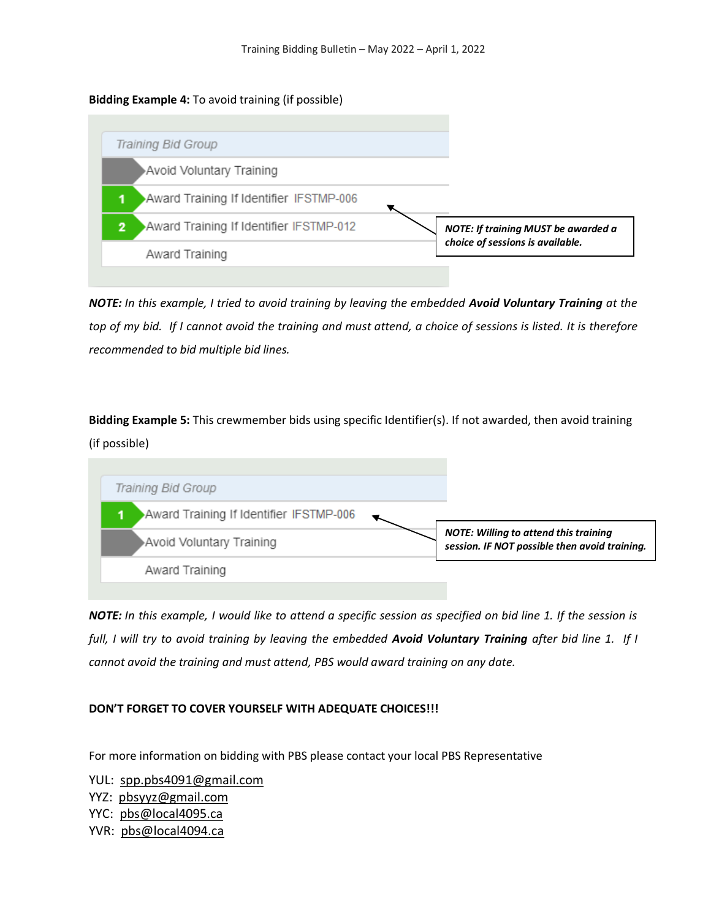**Bidding Example 4:** To avoid training (if possible)

| Training Bid Group |
| --- |
| Avoid Voluntary Training |
| 1 Award Training If Identifier IFSTMP-006 |
| 2 Award Training If Identifier IFSTMP-012 |
| Award Training |

***NOTE: If training MUST be awarded a choice of sessions is available.***

***NOTE:** In this example, I tried to avoid training by leaving the embedded **Avoid Voluntary Training** at the top of my bid. If I cannot avoid the training and must attend, a choice of sessions is listed. It is therefore recommended to bid multiple bid lines.*

**Bidding Example 5:** This crewmember bids using specific Identifier(s). If not awarded, then avoid training (if possible)

| Training Bid Group |
| --- |
| 1 Award Training If Identifier IFSTMP-006 |
| Avoid Voluntary Training |
| Award Training |

***NOTE: Willing to attend this training session. IF NOT possible then avoid training.***

***NOTE:** In this example, I would like to attend a specific session as specified on bid line 1. If the session is full, I will try to avoid training by leaving the embedded **Avoid Voluntary Training** after bid line 1. If I cannot avoid the training and must attend, PBS would award training on any date.*

**DON'T FORGET TO COVER YOURSELF WITH ADEQUATE CHOICES!!!**

For more information on bidding with PBS please contact your local PBS Representative

YUL: spp.pbs4091@gmail.com
YYZ: pbsyyz@gmail.com
YYC: pbs@local4095.ca
YVR: pbs@local4094.ca